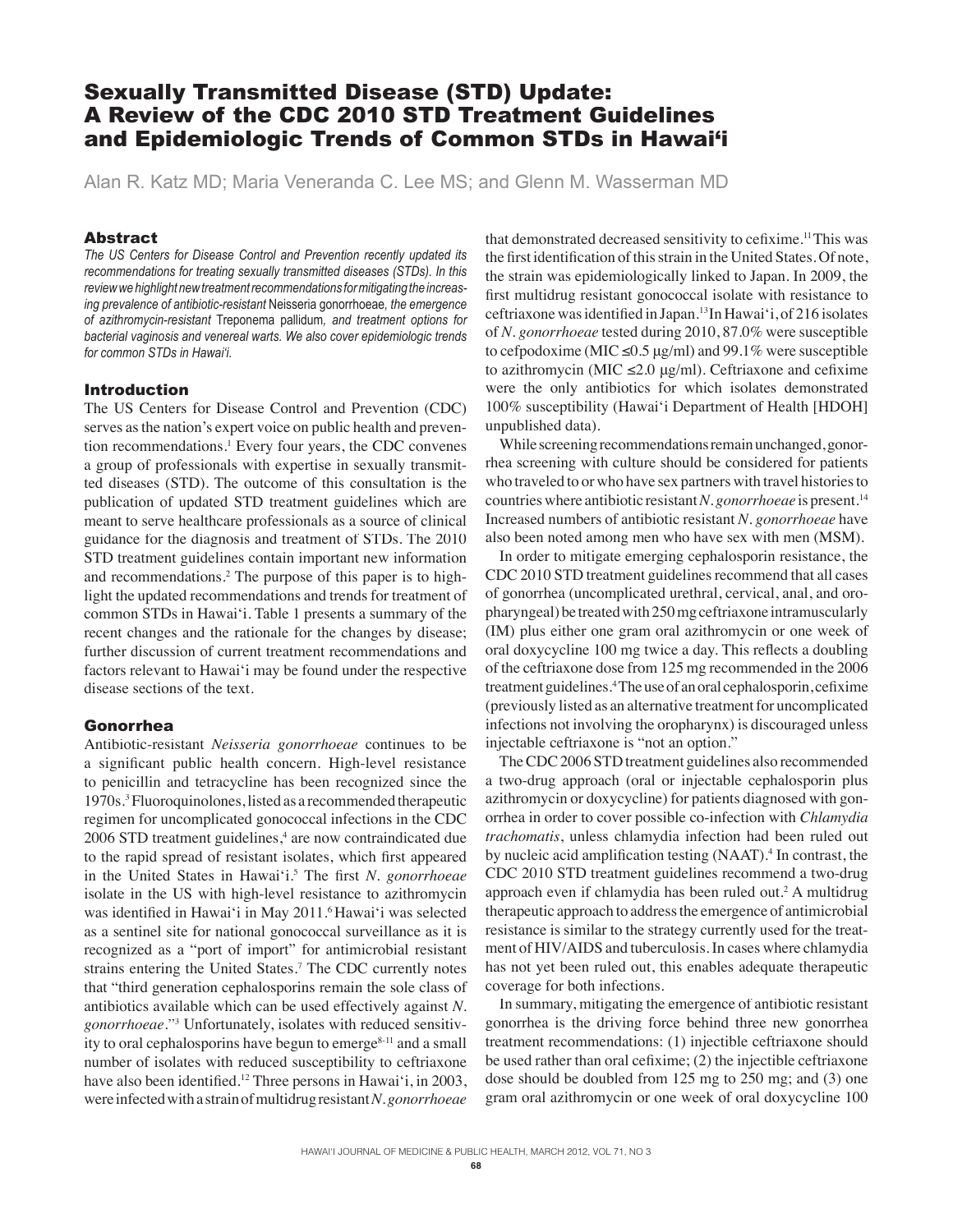# Sexually Transmitted Disease (STD) Update: A Review of the CDC 2010 STD Treatment Guidelines and Epidemiologic Trends of Common STDs in Hawai'i

Alan R. Katz MD; Maria Veneranda C. Lee MS; and Glenn M. Wasserman MD

## Abstract

*The US Centers for Disease Control and Prevention recently updated its recommendations for treating sexually transmitted diseases (STDs). In this review we highlight new treatment recommendations for mitigating the increasing prevalence of antibiotic-resistant* Neisseria gonorrhoeae*, the emergence of azithromycin-resistant* Treponema pallidum*, and treatment options for bacterial vaginosis and venereal warts. We also cover epidemiologic trends for common STDs in Hawai'i.*

## Introduction

The US Centers for Disease Control and Prevention (CDC) serves as the nation's expert voice on public health and prevention recommendations.[1] Every four years, the CDC convenes a group of professionals with expertise in sexually transmitted diseases (STD). The outcome of this consultation is the publication of updated STD treatment guidelines which are meant to serve healthcare professionals as a source of clinical guidance for the diagnosis and treatment of STDs. The 2010 STD treatment guidelines contain important new information and recommendations.[2] The purpose of this paper is to highlight the updated recommendations and trends for treatment of common STDs in Hawai'i. Table 1 presents a summary of the recent changes and the rationale for the changes by disease; further discussion of current treatment recommendations and factors relevant to Hawai'i may be found under the respective disease sections of the text.

## Gonorrhea

Antibiotic-resistant *Neisseria gonorrhoeae* continues to be a significant public health concern. High-level resistance to penicillin and tetracycline has been recognized since the 1970s.[3] Fluoroquinolones, listed as a recommended therapeutic regimen for uncomplicated gonococcal infections in the CDC 2006 STD treatment guidelines,[4] are now contraindicated due to the rapid spread of resistant isolates, which first appeared in the United States in Hawai'i.[5] The first *N. gonorrhoeae* isolate in the US with high-level resistance to azithromycin was identified in Hawai'i in May 2011.[6] Hawai'i was selected as a sentinel site for national gonococcal surveillance as it is recognized as a "port of import" for antimicrobial resistant strains entering the United States.[7] The CDC currently notes that "third generation cephalosporins remain the sole class of antibiotics available which can be used effectively against *N. gonorrhoeae*."[3] Unfortunately, isolates with reduced sensitivity to oral cephalosporins have begun to emerge[8-11] and a small number of isolates with reduced susceptibility to ceftriaxone have also been identified.[12] Three persons in Hawai'i, in 2003, were infected with a strain of multidrug resistant *N. gonorrhoeae* that demonstrated decreased sensitivity to cefixime.[11] This was the first identification of this strain in the United States. Of note, the strain was epidemiologically linked to Japan. In 2009, the first multidrug resistant gonococcal isolate with resistance to ceftriaxone was identified in Japan.[13] In Hawai'i, of 216 isolates of *N. gonorrhoeae* tested during 2010, 87.0% were susceptible to cefpodoxime (MIC ≤0.5 µg/ml) and 99.1% were susceptible to azithromycin (MIC ≤2.0 µg/ml). Ceftriaxone and cefixime were the only antibiotics for which isolates demonstrated 100% susceptibility (Hawai'i Department of Health [HDOH] unpublished data).

While screening recommendations remain unchanged, gonorrhea screening with culture should be considered for patients who traveled to or who have sex partners with travel histories to countries where antibiotic resistant *N. gonorrhoeae* is present.[14] Increased numbers of antibiotic resistant *N. gonorrhoeae* have also been noted among men who have sex with men (MSM).

In order to mitigate emerging cephalosporin resistance, the CDC 2010 STD treatment guidelines recommend that all cases of gonorrhea (uncomplicated urethral, cervical, anal, and oropharyngeal) be treated with 250 mg ceftriaxone intramuscularly (IM) plus either one gram oral azithromycin or one week of oral doxycycline 100 mg twice a day. This reflects a doubling of the ceftriaxone dose from 125 mg recommended in the 2006 treatment guidelines.[4] The use of an oral cephalosporin, cefixime (previously listed as an alternative treatment for uncomplicated infections not involving the oropharynx) is discouraged unless injectable ceftriaxone is "not an option."

The CDC 2006 STD treatment guidelines also recommended a two-drug approach (oral or injectable cephalosporin plus azithromycin or doxycycline) for patients diagnosed with gonorrhea in order to cover possible co-infection with *Chlamydia trachomatis*, unless chlamydia infection had been ruled out by nucleic acid amplification testing (NAAT).[4] In contrast, the CDC 2010 STD treatment guidelines recommend a two-drug approach even if chlamydia has been ruled out.[2] A multidrug therapeutic approach to address the emergence of antimicrobial resistance is similar to the strategy currently used for the treatment of HIV/AIDS and tuberculosis. In cases where chlamydia has not yet been ruled out, this enables adequate therapeutic coverage for both infections.

In summary, mitigating the emergence of antibiotic resistant gonorrhea is the driving force behind three new gonorrhea treatment recommendations: (1) injectible ceftriaxone should be used rather than oral cefixime; (2) the injectible ceftriaxone dose should be doubled from 125 mg to 250 mg; and (3) one gram oral azithromycin or one week of oral doxycycline 100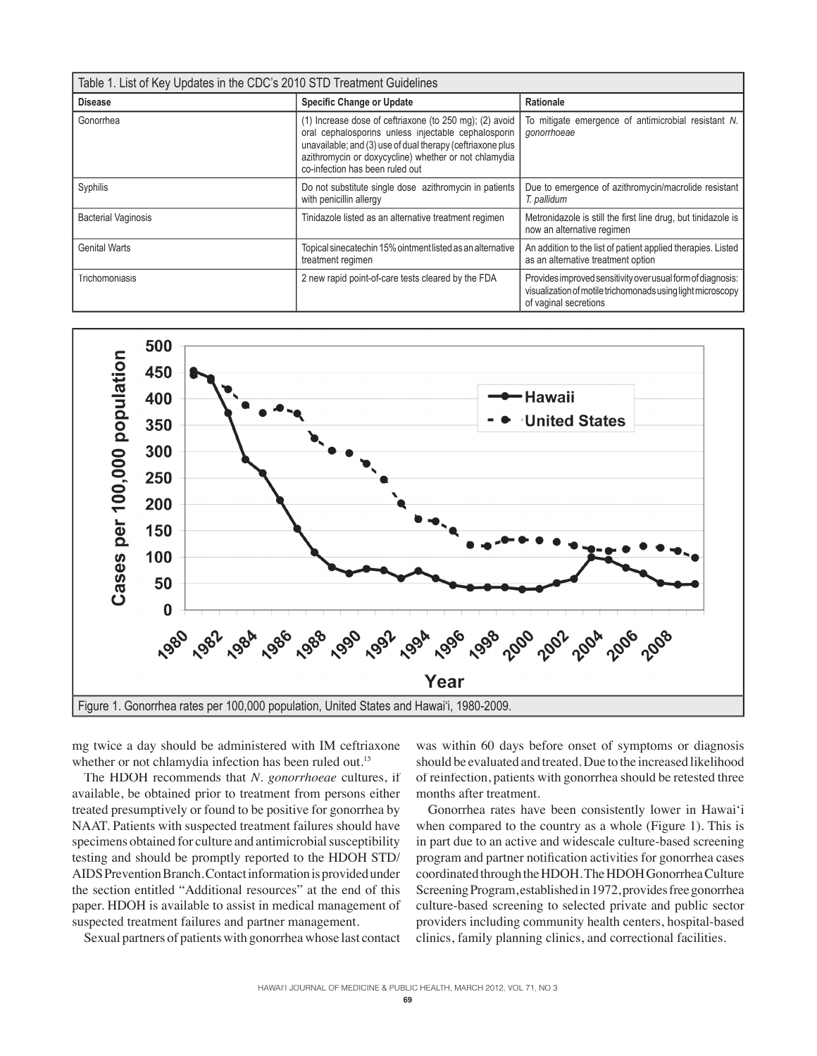Table 1. List of Key Updates in the CDC's 2010 STD Treatment Guidelines

| Disease | Specific Change or Update | Rationale |
|---|---|---|
| Gonorrhea | (1) Increase dose of ceftriaxone (to 250 mg); (2) avoid oral cephalosporins unless injectable cephalosporin unavailable; and (3) use of dual therapy (ceftriaxone plus azithromycin or doxycycline) whether or not chlamydia co-infection has been ruled out | To mitigate emergence of antimicrobial resistant *N. gonorrhoeae* |
| Syphilis | Do not substitute single dose azithromycin in patients with penicillin allergy | Due to emergence of azithromycin/macrolide resistant *T. pallidum* |
| Bacterial Vaginosis | Tinidazole listed as an alternative treatment regimen | Metronidazole is still the first line drug, but tinidazole is now an alternative regimen |
| Genital Warts | Topical sinecatechin 15% ointment listed as an alternative treatment regimen | An addition to the list of patient applied therapies. Listed as an alternative treatment option |
| Trichomoniasis | 2 new rapid point-of-care tests cleared by the FDA | Provides improved sensitivity over usual form of diagnosis: visualization of motile trichomonads using light microscopy of vaginal secretions |

Figure 1. Gonorrhea rates per 100,000 population, United States and Hawai'i, 1980-2009.

mg twice a day should be administered with IM ceftriaxone whether or not chlamydia infection has been ruled out.[15]

The HDOH recommends that *N. gonorrhoeae* cultures, if available, be obtained prior to treatment from persons either treated presumptively or found to be positive for gonorrhea by NAAT. Patients with suspected treatment failures should have specimens obtained for culture and antimicrobial susceptibility testing and should be promptly reported to the HDOH STD/AIDS Prevention Branch. Contact information is provided under the section entitled "Additional resources" at the end of this paper. HDOH is available to assist in medical management of suspected treatment failures and partner management.

Sexual partners of patients with gonorrhea whose last contact was within 60 days before onset of symptoms or diagnosis should be evaluated and treated. Due to the increased likelihood of reinfection, patients with gonorrhea should be retested three months after treatment.

Gonorrhea rates have been consistently lower in Hawai'i when compared to the country as a whole (Figure 1). This is in part due to an active and widescale culture-based screening program and partner notification activities for gonorrhea cases coordinated through the HDOH. The HDOH Gonorrhea Culture Screening Program, established in 1972, provides free gonorrhea culture-based screening to selected private and public sector providers including community health centers, hospital-based clinics, family planning clinics, and correctional facilities.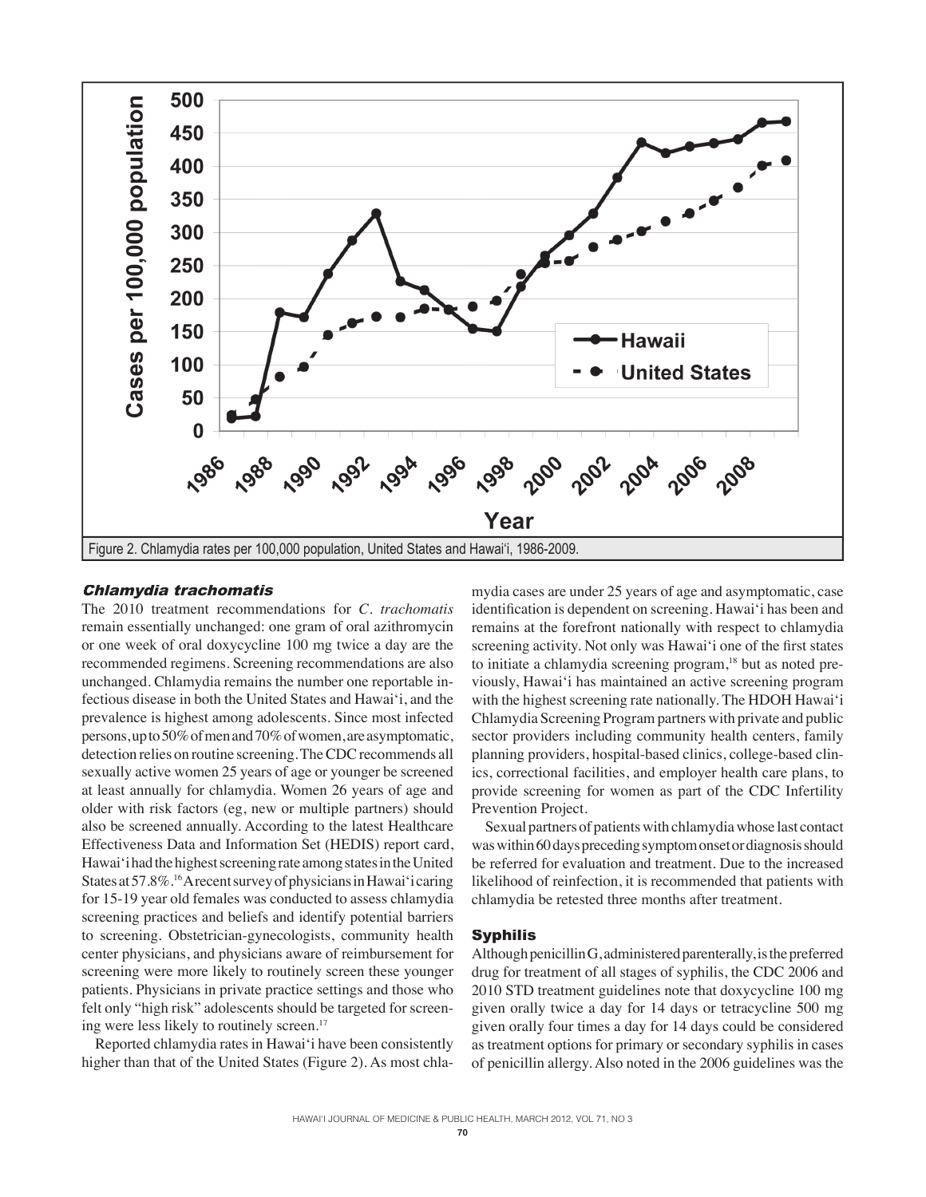Figure 2. Chlamydia rates per 100,000 population, United States and Hawai'i, 1986-2009.

### *Chlamydia trachomatis*

The 2010 treatment recommendations for *C. trachomatis* remain essentially unchanged: one gram of oral azithromycin or one week of oral doxycycline 100 mg twice a day are the recommended regimens. Screening recommendations are also unchanged. Chlamydia remains the number one reportable infectious disease in both the United States and Hawai'i, and the prevalence is highest among adolescents. Since most infected persons, up to 50% of men and 70% of women, are asymptomatic, detection relies on routine screening. The CDC recommends all sexually active women 25 years of age or younger be screened at least annually for chlamydia. Women 26 years of age and older with risk factors (eg, new or multiple partners) should also be screened annually. According to the latest Healthcare Effectiveness Data and Information Set (HEDIS) report card, Hawai'i had the highest screening rate among states in the United States at 57.8%.[16] A recent survey of physicians in Hawai'i caring for 15-19 year old females was conducted to assess chlamydia screening practices and beliefs and identify potential barriers to screening. Obstetrician-gynecologists, community health center physicians, and physicians aware of reimbursement for screening were more likely to routinely screen these younger patients. Physicians in private practice settings and those who felt only "high risk" adolescents should be targeted for screening were less likely to routinely screen.[17]

Reported chlamydia rates in Hawai'i have been consistently higher than that of the United States (Figure 2). As most chlamydia cases are under 25 years of age and asymptomatic, case identification is dependent on screening. Hawai'i has been and remains at the forefront nationally with respect to chlamydia screening activity. Not only was Hawai'i one of the first states to initiate a chlamydia screening program,[18] but as noted previously, Hawai'i has maintained an active screening program with the highest screening rate nationally. The HDOH Hawai'i Chlamydia Screening Program partners with private and public sector providers including community health centers, family planning providers, hospital-based clinics, college-based clinics, correctional facilities, and employer health care plans, to provide screening for women as part of the CDC Infertility Prevention Project.

Sexual partners of patients with chlamydia whose last contact was within 60 days preceding symptom onset or diagnosis should be referred for evaluation and treatment. Due to the increased likelihood of reinfection, it is recommended that patients with chlamydia be retested three months after treatment.

### Syphilis

Although penicillin G, administered parenterally, is the preferred drug for treatment of all stages of syphilis, the CDC 2006 and 2010 STD treatment guidelines note that doxycycline 100 mg given orally twice a day for 14 days or tetracycline 500 mg given orally four times a day for 14 days could be considered as treatment options for primary or secondary syphilis in cases of penicillin allergy. Also noted in the 2006 guidelines was the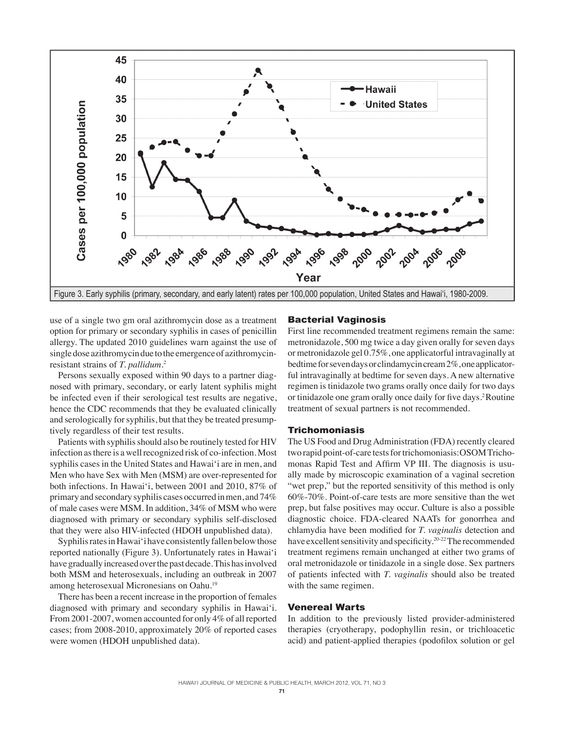Figure 3. Early syphilis (primary, secondary, and early latent) rates per 100,000 population, United States and Hawai'i, 1980-2009.

use of a single two gm oral azithromycin dose as a treatment option for primary or secondary syphilis in cases of penicillin allergy. The updated 2010 guidelines warn against the use of single dose azithromycin due to the emergence of azithromycin-resistant strains of *T. pallidum*.[2]

Persons sexually exposed within 90 days to a partner diagnosed with primary, secondary, or early latent syphilis might be infected even if their serological test results are negative, hence the CDC recommends that they be evaluated clinically and serologically for syphilis, but that they be treated presumptively regardless of their test results.

Patients with syphilis should also be routinely tested for HIV infection as there is a well recognized risk of co-infection. Most syphilis cases in the United States and Hawai'i are in men, and Men who have Sex with Men (MSM) are over-represented for both infections. In Hawai'i, between 2001 and 2010, 87% of primary and secondary syphilis cases occurred in men, and 74% of male cases were MSM. In addition, 34% of MSM who were diagnosed with primary or secondary syphilis self-disclosed that they were also HIV-infected (HDOH unpublished data).

Syphilis rates in Hawai'i have consistently fallen below those reported nationally (Figure 3). Unfortunately rates in Hawai'i have gradually increased over the past decade. This has involved both MSM and heterosexuals, including an outbreak in 2007 among heterosexual Micronesians on Oahu.[19]

There has been a recent increase in the proportion of females diagnosed with primary and secondary syphilis in Hawai'i. From 2001-2007, women accounted for only 4% of all reported cases; from 2008-2010, approximately 20% of reported cases were women (HDOH unpublished data).

### Bacterial Vaginosis

First line recommended treatment regimens remain the same: metronidazole, 500 mg twice a day given orally for seven days or metronidazole gel 0.75%, one applicatorful intravaginally at bedtime for seven days or clindamycin cream 2%, one applicatorful intravaginally at bedtime for seven days. A new alternative regimen is tinidazole two grams orally once daily for two days or tinidazole one gram orally once daily for five days.[2] Routine treatment of sexual partners is not recommended.

### Trichomoniasis

The US Food and Drug Administration (FDA) recently cleared two rapid point-of-care tests for trichomoniasis: OSOM Trichomonas Rapid Test and Affirm VP III. The diagnosis is usually made by microscopic examination of a vaginal secretion "wet prep," but the reported sensitivity of this method is only 60%-70%. Point-of-care tests are more sensitive than the wet prep, but false positives may occur. Culture is also a possible diagnostic choice. FDA-cleared NAATs for gonorrhea and chlamydia have been modified for *T. vaginalis* detection and have excellent sensitivity and specificity.[20-22] The recommended treatment regimens remain unchanged at either two grams of oral metronidazole or tinidazole in a single dose. Sex partners of patients infected with *T. vaginalis* should also be treated with the same regimen.

### Venereal Warts

In addition to the previously listed provider-administered therapies (cryotherapy, podophyllin resin, or trichloacetic acid) and patient-applied therapies (podofilox solution or gel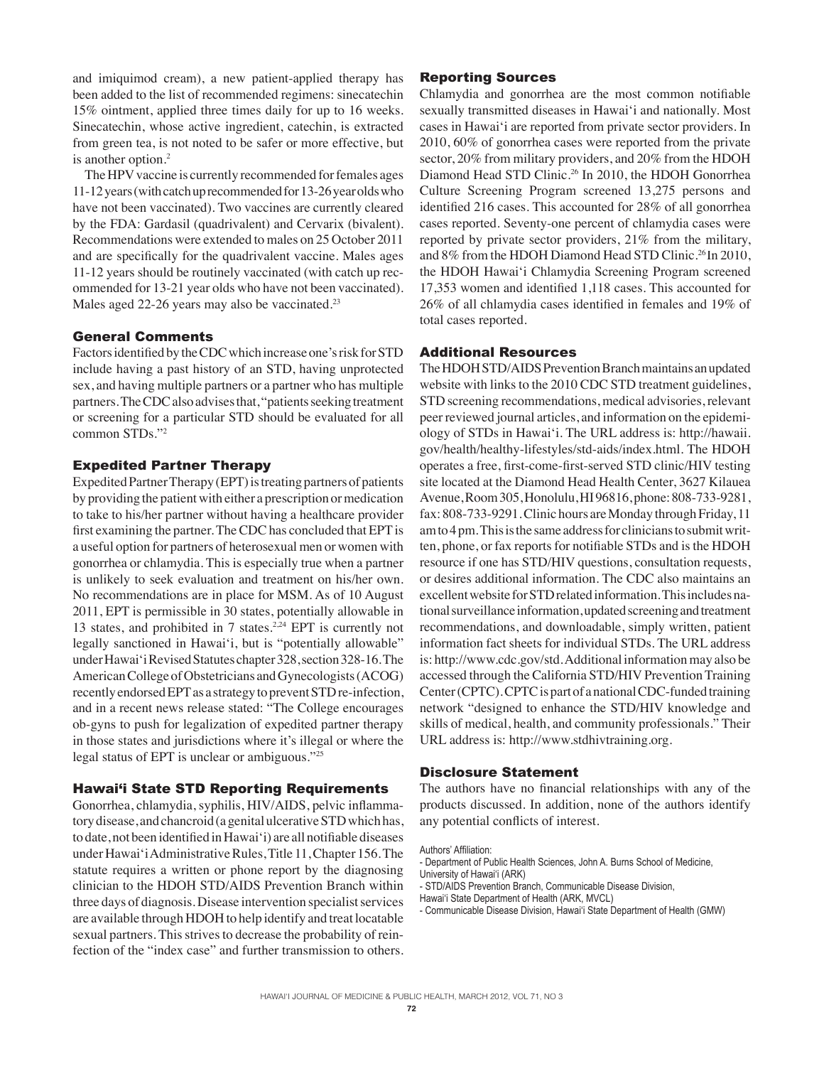and imiquimod cream), a new patient-applied therapy has been added to the list of recommended regimens: sinecatechin 15% ointment, applied three times daily for up to 16 weeks. Sinecatechin, whose active ingredient, catechin, is extracted from green tea, is not noted to be safer or more effective, but is another option.[2]

The HPV vaccine is currently recommended for females ages 11-12 years (with catch up recommended for 13-26 year olds who have not been vaccinated). Two vaccines are currently cleared by the FDA: Gardasil (quadrivalent) and Cervarix (bivalent). Recommendations were extended to males on 25 October 2011 and are specifically for the quadrivalent vaccine. Males ages 11-12 years should be routinely vaccinated (with catch up recommended for 13-21 year olds who have not been vaccinated). Males aged 22-26 years may also be vaccinated.[23]

## General Comments

Factors identified by the CDC which increase one's risk for STD include having a past history of an STD, having unprotected sex, and having multiple partners or a partner who has multiple partners. The CDC also advises that, "patients seeking treatment or screening for a particular STD should be evaluated for all common STDs."[2]

## Expedited Partner Therapy

Expedited Partner Therapy (EPT) is treating partners of patients by providing the patient with either a prescription or medication to take to his/her partner without having a healthcare provider first examining the partner. The CDC has concluded that EPT is a useful option for partners of heterosexual men or women with gonorrhea or chlamydia. This is especially true when a partner is unlikely to seek evaluation and treatment on his/her own. No recommendations are in place for MSM. As of 10 August 2011, EPT is permissible in 30 states, potentially allowable in 13 states, and prohibited in 7 states.[2,24] EPT is currently not legally sanctioned in Hawai'i, but is "potentially allowable" under Hawai'i Revised Statutes chapter 328, section 328-16. The American College of Obstetricians and Gynecologists (ACOG) recently endorsed EPT as a strategy to prevent STD re-infection, and in a recent news release stated: "The College encourages ob-gyns to push for legalization of expedited partner therapy in those states and jurisdictions where it's illegal or where the legal status of EPT is unclear or ambiguous."[25]

## Hawai'i State STD Reporting Requirements

Gonorrhea, chlamydia, syphilis, HIV/AIDS, pelvic inflammatory disease, and chancroid (a genital ulcerative STD which has, to date, not been identified in Hawai'i) are all notifiable diseases under Hawai'i Administrative Rules, Title 11, Chapter 156. The statute requires a written or phone report by the diagnosing clinician to the HDOH STD/AIDS Prevention Branch within three days of diagnosis. Disease intervention specialist services are available through HDOH to help identify and treat locatable sexual partners. This strives to decrease the probability of reinfection of the "index case" and further transmission to others.

## Reporting Sources

Chlamydia and gonorrhea are the most common notifiable sexually transmitted diseases in Hawai'i and nationally. Most cases in Hawai'i are reported from private sector providers. In 2010, 60% of gonorrhea cases were reported from the private sector, 20% from military providers, and 20% from the HDOH Diamond Head STD Clinic.[26] In 2010, the HDOH Gonorrhea Culture Screening Program screened 13,275 persons and identified 216 cases. This accounted for 28% of all gonorrhea cases reported. Seventy-one percent of chlamydia cases were reported by private sector providers, 21% from the military, and 8% from the HDOH Diamond Head STD Clinic.[26] In 2010, the HDOH Hawai'i Chlamydia Screening Program screened 17,353 women and identified 1,118 cases. This accounted for 26% of all chlamydia cases identified in females and 19% of total cases reported.

## Additional Resources

The HDOH STD/AIDS Prevention Branch maintains an updated website with links to the 2010 CDC STD treatment guidelines, STD screening recommendations, medical advisories, relevant peer reviewed journal articles, and information on the epidemiology of STDs in Hawai'i. The URL address is: http://hawaii.gov/health/healthy-lifestyles/std-aids/index.html. The HDOH operates a free, first-come-first-served STD clinic/HIV testing site located at the Diamond Head Health Center, 3627 Kilauea Avenue, Room 305, Honolulu, HI 96816, phone: 808-733-9281, fax: 808-733-9291. Clinic hours are Monday through Friday, 11 am to 4 pm. This is the same address for clinicians to submit written, phone, or fax reports for notifiable STDs and is the HDOH resource if one has STD/HIV questions, consultation requests, or desires additional information. The CDC also maintains an excellent website for STD related information. This includes national surveillance information, updated screening and treatment recommendations, and downloadable, simply written, patient information fact sheets for individual STDs. The URL address is: http://www.cdc.gov/std. Additional information may also be accessed through the California STD/HIV Prevention Training Center (CPTC). CPTC is part of a national CDC-funded training network "designed to enhance the STD/HIV knowledge and skills of medical, health, and community professionals." Their URL address is: http://www.stdhivtraining.org.

## Disclosure Statement

The authors have no financial relationships with any of the products discussed. In addition, none of the authors identify any potential conflicts of interest.

Authors' Affiliation:
- Department of Public Health Sciences, John A. Burns School of Medicine, University of Hawai'i (ARK)
- STD/AIDS Prevention Branch, Communicable Disease Division, Hawai'i State Department of Health (ARK, MVCL)
- Communicable Disease Division, Hawai'i State Department of Health (GMW)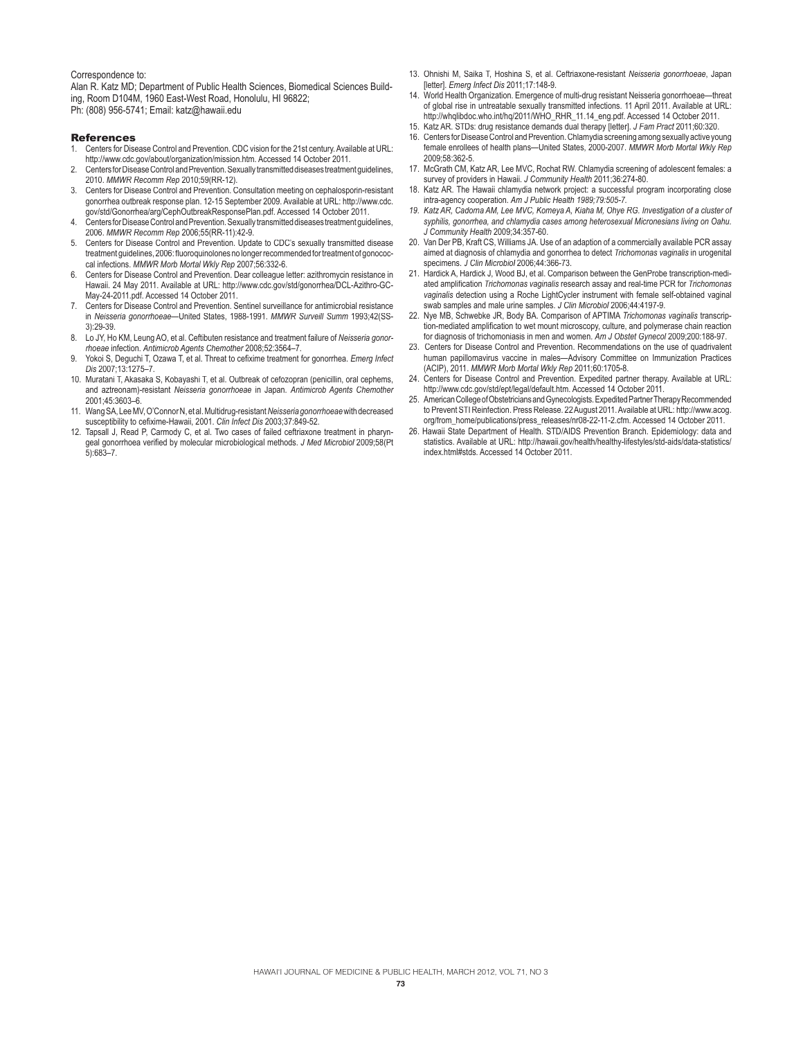Correspondence to:
Alan R. Katz MD; Department of Public Health Sciences, Biomedical Sciences Building, Room D104M, 1960 East-West Road, Honolulu, HI 96822;
Ph: (808) 956-5741; Email: katz@hawaii.edu

## References

1. Centers for Disease Control and Prevention. CDC vision for the 21st century. Available at URL: http://www.cdc.gov/about/organization/mission.htm. Accessed 14 October 2011.
2. Centers for Disease Control and Prevention. Sexually transmitted diseases treatment guidelines, 2010. *MMWR Recomm Rep* 2010;59(RR-12).
3. Centers for Disease Control and Prevention. Consultation meeting on cephalosporin-resistant gonorrhea outbreak response plan. 12-15 September 2009. Available at URL: http://www.cdc.gov/std/Gonorrhea/arg/CephOutbreakResponsePlan.pdf. Accessed 14 October 2011.
4. Centers for Disease Control and Prevention. Sexually transmitted diseases treatment guidelines, 2006. *MMWR Recomm Rep* 2006;55(RR-11):42-9.
5. Centers for Disease Control and Prevention. Update to CDC's sexually transmitted disease treatment guidelines, 2006: fluoroquinolones no longer recommended for treatment of gonococcal infections. *MMWR Morb Mortal Wkly Rep* 2007;56:332-6.
6. Centers for Disease Control and Prevention. Dear colleague letter: azithromycin resistance in Hawaii. 24 May 2011. Available at URL: http://www.cdc.gov/std/gonorrhea/DCL-Azithro-GC-May-24-2011.pdf. Accessed 14 October 2011.
7. Centers for Disease Control and Prevention. Sentinel surveillance for antimicrobial resistance in *Neisseria gonorrhoeae*—United States, 1988-1991. *MMWR Surveill Summ* 1993;42(SS-3):29-39.
8. Lo JY, Ho KM, Leung AO, et al. Ceftibuten resistance and treatment failure of *Neisseria gonorrhoeae* infection. *Antimicrob Agents Chemother* 2008;52:3564–7.
9. Yokoi S, Deguchi T, Ozawa T, et al. Threat to cefixime treatment for gonorrhea. *Emerg Infect Dis* 2007;13:1275–7.
10. Muratani T, Akasaka S, Kobayashi T, et al. Outbreak of cefozopran (penicillin, oral cephems, and aztreonam)-resistant *Neisseria gonorrhoeae* in Japan. *Antimicrob Agents Chemother* 2001;45:3603–6.
11. Wang SA, Lee MV, O'Connor N, et al. Multidrug-resistant *Neisseria gonorrhoeae* with decreased susceptibility to cefixime-Hawaii, 2001. *Clin Infect Dis* 2003;37:849-52.
12. Tapsall J, Read P, Carmody C, et al. Two cases of failed ceftriaxone treatment in pharyngeal gonorrhoea verified by molecular microbiological methods. *J Med Microbiol* 2009;58(Pt 5):683–7.
13. Ohnishi M, Saika T, Hoshina S, et al. Ceftriaxone-resistant *Neisseria gonorrhoeae*, Japan [letter]. *Emerg Infect Dis* 2011;17:148-9.
14. World Health Organization. Emergence of multi-drug resistant Neisseria gonorrhoeae—threat of global rise in untreatable sexually transmitted infections. 11 April 2011. Available at URL: http://whqlibdoc.who.int/hq/2011/WHO_RHR_11.14_eng.pdf. Accessed 14 October 2011.
15. Katz AR. STDs: drug resistance demands dual therapy [letter]. *J Fam Pract* 2011;60:320.
16. Centers for Disease Control and Prevention. Chlamydia screening among sexually active young female enrollees of health plans—United States, 2000-2007. *MMWR Morb Mortal Wkly Rep* 2009;58:362-5.
17. McGrath CM, Katz AR, Lee MVC, Rochat RW. Chlamydia screening of adolescent females: a survey of providers in Hawaii. *J Community Health* 2011;36:274-80.
18. Katz AR. The Hawaii chlamydia network project: a successful program incorporating close intra-agency cooperation. *Am J Public Health 1989;79:505-7.*
19. *Katz AR, Cadorna AM, Lee MVC, Komeya A, Kiaha M, Ohye RG. Investigation of a cluster of syphilis, gonorrhea, and chlamydia cases among heterosexual Micronesians living on Oahu. J Community Health* 2009;34:357-60.
20. Van Der PB, Kraft CS, Williams JA. Use of an adaption of a commercially available PCR assay aimed at diagnosis of chlamydia and gonorrhea to detect *Trichomonas vaginalis* in urogenital specimens. *J Clin Microbiol* 2006;44:366-73.
21. Hardick A, Hardick J, Wood BJ, et al. Comparison between the GenProbe transcription-mediated amplification *Trichomonas vaginalis* research assay and real-time PCR for *Trichomonas vaginalis* detection using a Roche LightCycler instrument with female self-obtained vaginal swab samples and male urine samples. *J Clin Microbiol* 2006;44:4197-9.
22. Nye MB, Schwebke JR, Body BA. Comparison of APTIMA *Trichomonas vaginalis* transcription-mediated amplification to wet mount microscopy, culture, and polymerase chain reaction for diagnosis of trichomoniasis in men and women. *Am J Obstet Gynecol* 2009;200:188-97.
23. Centers for Disease Control and Prevention. Recommendations on the use of quadrivalent human papillomavirus vaccine in males—Advisory Committee on Immunization Practices (ACIP), 2011. *MMWR Morb Mortal Wkly Rep* 2011;60:1705-8.
24. Centers for Disease Control and Prevention. Expedited partner therapy. Available at URL: http://www.cdc.gov/std/ept/legal/default.htm. Accessed 14 October 2011.
25. American College of Obstetricians and Gynecologists. Expedited Partner Therapy Recommended to Prevent STI Reinfection. Press Release. 22 August 2011. Available at URL: http://www.acog.org/from_home/publications/press_releases/nr08-22-11-2.cfm. Accessed 14 October 2011.
26. Hawaii State Department of Health. STD/AIDS Prevention Branch. Epidemiology: data and statistics. Available at URL: http://hawaii.gov/health/healthy-lifestyles/std-aids/data-statistics/index.html#stds. Accessed 14 October 2011.